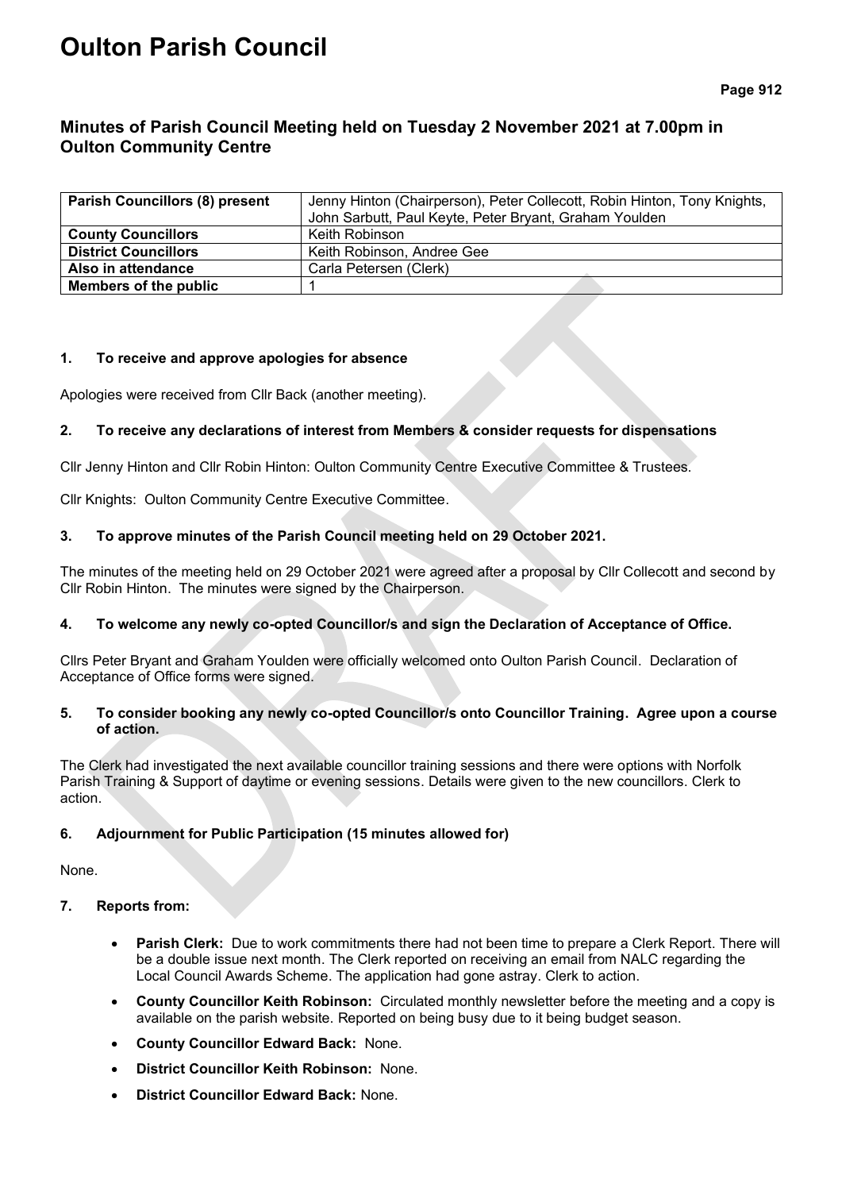# Oulton Parish Council

## Minutes of Parish Council Meeting held on Tuesday 2 November 2021 at 7.00pm in Oulton Community Centre

| **Parish Councillors (8) present** | Jenny Hinton (Chairperson), Peter Collecott, Robin Hinton, Tony Knights, John Sarbutt, Paul Keyte, Peter Bryant, Graham Youlden |
|---|---|
| **County Councillors** | Keith Robinson |
| **District Councillors** | Keith Robinson, Andree Gee |
| **Also in attendance** | Carla Petersen (Clerk) |
| **Members of the public** | 1 |

### 1. To receive and approve apologies for absence

Apologies were received from Cllr Back (another meeting).

### 2. To receive any declarations of interest from Members & consider requests for dispensations

Cllr Jenny Hinton and Cllr Robin Hinton: Oulton Community Centre Executive Committee & Trustees.

Cllr Knights: Oulton Community Centre Executive Committee.

### 3. To approve minutes of the Parish Council meeting held on 29 October 2021.

The minutes of the meeting held on 29 October 2021 were agreed after a proposal by Cllr Collecott and second by Cllr Robin Hinton. The minutes were signed by the Chairperson.

### 4. To welcome any newly co-opted Councillor/s and sign the Declaration of Acceptance of Office.

Cllrs Peter Bryant and Graham Youlden were officially welcomed onto Oulton Parish Council. Declaration of Acceptance of Office forms were signed.

### 5. To consider booking any newly co-opted Councillor/s onto Councillor Training. Agree upon a course of action.

The Clerk had investigated the next available councillor training sessions and there were options with Norfolk Parish Training & Support of daytime or evening sessions. Details were given to the new councillors. Clerk to action.

### 6. Adjournment for Public Participation (15 minutes allowed for)

None.

### 7. Reports from:

- **Parish Clerk:** Due to work commitments there had not been time to prepare a Clerk Report. There will be a double issue next month. The Clerk reported on receiving an email from NALC regarding the Local Council Awards Scheme. The application had gone astray. Clerk to action.
- **County Councillor Keith Robinson:** Circulated monthly newsletter before the meeting and a copy is available on the parish website. Reported on being busy due to it being budget season.
- **County Councillor Edward Back:** None.
- **District Councillor Keith Robinson:** None.
- **District Councillor Edward Back:** None.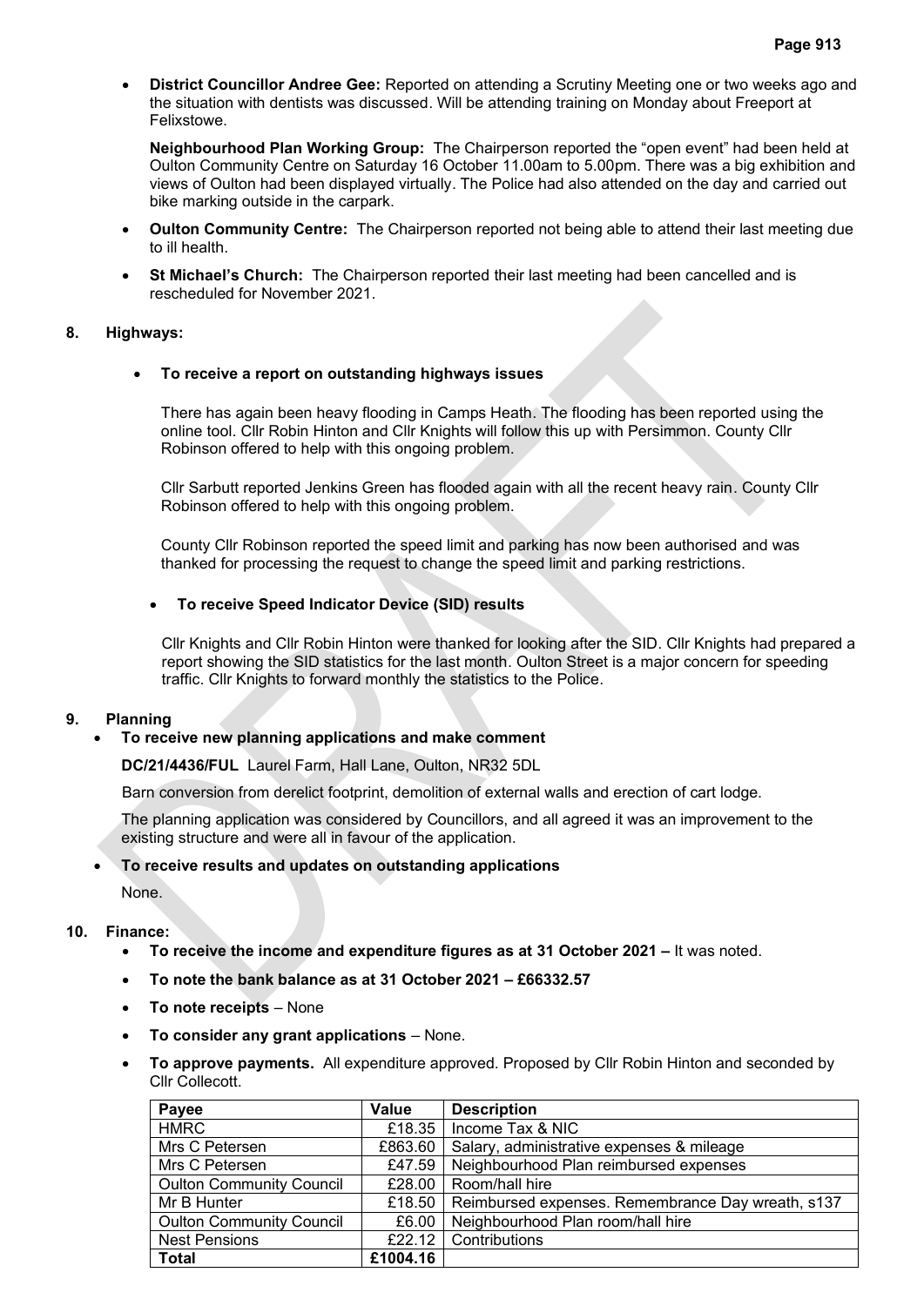- **District Councillor Andree Gee:** Reported on attending a Scrutiny Meeting one or two weeks ago and the situation with dentists was discussed. Will be attending training on Monday about Freeport at Felixstowe.

  **Neighbourhood Plan Working Group:** The Chairperson reported the "open event" had been held at Oulton Community Centre on Saturday 16 October 11.00am to 5.00pm. There was a big exhibition and views of Oulton had been displayed virtually. The Police had also attended on the day and carried out bike marking outside in the carpark.

- **Oulton Community Centre:** The Chairperson reported not being able to attend their last meeting due to ill health.
- **St Michael's Church:** The Chairperson reported their last meeting had been cancelled and is rescheduled for November 2021.

**8. Highways:**

- **To receive a report on outstanding highways issues**

  There has again been heavy flooding in Camps Heath. The flooding has been reported using the online tool. Cllr Robin Hinton and Cllr Knights will follow this up with Persimmon. County Cllr Robinson offered to help with this ongoing problem.

  Cllr Sarbutt reported Jenkins Green has flooded again with all the recent heavy rain. County Cllr Robinson offered to help with this ongoing problem.

  County Cllr Robinson reported the speed limit and parking has now been authorised and was thanked for processing the request to change the speed limit and parking restrictions.

- **To receive Speed Indicator Device (SID) results**

  Cllr Knights and Cllr Robin Hinton were thanked for looking after the SID. Cllr Knights had prepared a report showing the SID statistics for the last month. Oulton Street is a major concern for speeding traffic. Cllr Knights to forward monthly the statistics to the Police.

**9. Planning**

- **To receive new planning applications and make comment**

  **DC/21/4436/FUL** Laurel Farm, Hall Lane, Oulton, NR32 5DL

  Barn conversion from derelict footprint, demolition of external walls and erection of cart lodge.

  The planning application was considered by Councillors, and all agreed it was an improvement to the existing structure and were all in favour of the application.

- **To receive results and updates on outstanding applications**

  None.

**10. Finance:**

- **To receive the income and expenditure figures as at 31 October 2021 –** It was noted.
- **To note the bank balance as at 31 October 2021 – £66332.57**
- **To note receipts** – None
- **To consider any grant applications** – None.
- **To approve payments.** All expenditure approved. Proposed by Cllr Robin Hinton and seconded by Cllr Collecott.

| Payee | Value | Description |
|---|---|---|
| HMRC | £18.35 | Income Tax & NIC |
| Mrs C Petersen | £863.60 | Salary, administrative expenses & mileage |
| Mrs C Petersen | £47.59 | Neighbourhood Plan reimbursed expenses |
| Oulton Community Council | £28.00 | Room/hall hire |
| Mr B Hunter | £18.50 | Reimbursed expenses. Remembrance Day wreath, s137 |
| Oulton Community Council | £6.00 | Neighbourhood Plan room/hall hire |
| Nest Pensions | £22.12 | Contributions |
| **Total** | **£1004.16** | |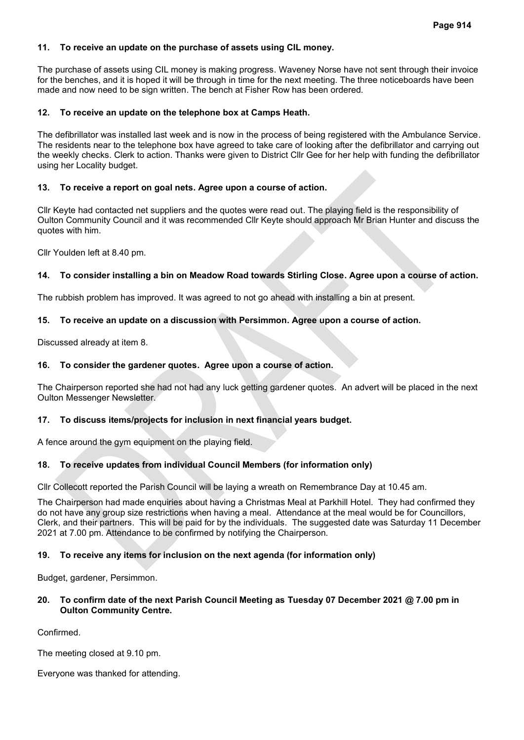#### 11. To receive an update on the purchase of assets using CIL money.

The purchase of assets using CIL money is making progress. Waveney Norse have not sent through their invoice for the benches, and it is hoped it will be through in time for the next meeting. The three noticeboards have been made and now need to be sign written. The bench at Fisher Row has been ordered.

#### 12. To receive an update on the telephone box at Camps Heath.

The defibrillator was installed last week and is now in the process of being registered with the Ambulance Service. The residents near to the telephone box have agreed to take care of looking after the defibrillator and carrying out the weekly checks. Clerk to action. Thanks were given to District Cllr Gee for her help with funding the defibrillator using her Locality budget.

#### 13. To receive a report on goal nets. Agree upon a course of action.

Cllr Keyte had contacted net suppliers and the quotes were read out. The playing field is the responsibility of Oulton Community Council and it was recommended Cllr Keyte should approach Mr Brian Hunter and discuss the quotes with him.

Cllr Youlden left at 8.40 pm.

#### 14. To consider installing a bin on Meadow Road towards Stirling Close. Agree upon a course of action.

The rubbish problem has improved. It was agreed to not go ahead with installing a bin at present.

#### 15. To receive an update on a discussion with Persimmon. Agree upon a course of action.

Discussed already at item 8.

#### 16. To consider the gardener quotes. Agree upon a course of action.

The Chairperson reported she had not had any luck getting gardener quotes. An advert will be placed in the next Oulton Messenger Newsletter.

#### 17. To discuss items/projects for inclusion in next financial years budget.

A fence around the gym equipment on the playing field.

#### 18. To receive updates from individual Council Members (for information only)

Cllr Collecott reported the Parish Council will be laying a wreath on Remembrance Day at 10.45 am.

The Chairperson had made enquiries about having a Christmas Meal at Parkhill Hotel. They had confirmed they do not have any group size restrictions when having a meal. Attendance at the meal would be for Councillors, Clerk, and their partners. This will be paid for by the individuals. The suggested date was Saturday 11 December 2021 at 7.00 pm. Attendance to be confirmed by notifying the Chairperson.

#### 19. To receive any items for inclusion on the next agenda (for information only)

Budget, gardener, Persimmon.

#### 20. To confirm date of the next Parish Council Meeting as Tuesday 07 December 2021 @ 7.00 pm in Oulton Community Centre.

Confirmed.

The meeting closed at 9.10 pm.

Everyone was thanked for attending.